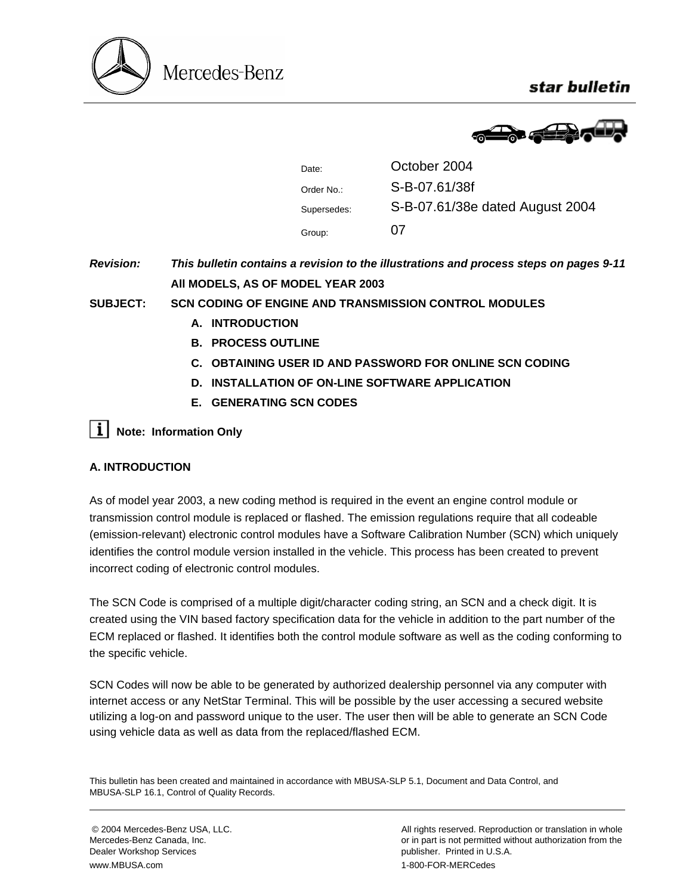Mercedes-Benz

**star bulletin**

| | |
|---|---|
| Date: | October 2004 |
| Order No.: | S-B-07.61/38f |
| Supersedes: | S-B-07.61/38e dated August 2004 |
| Group: | 07 |

***Revision:*** ***This bulletin contains a revision to the illustrations and process steps on pages 9-11***

**All MODELS, AS OF MODEL YEAR 2003**

**SUBJECT: SCN CODING OF ENGINE AND TRANSMISSION CONTROL MODULES**

A. **INTRODUCTION**
B. **PROCESS OUTLINE**
C. **OBTAINING USER ID AND PASSWORD FOR ONLINE SCN CODING**
D. **INSTALLATION OF ON-LINE SOFTWARE APPLICATION**
E. **GENERATING SCN CODES**

**Note: Information Only**

## A. INTRODUCTION

As of model year 2003, a new coding method is required in the event an engine control module or transmission control module is replaced or flashed. The emission regulations require that all codeable (emission-relevant) electronic control modules have a Software Calibration Number (SCN) which uniquely identifies the control module version installed in the vehicle. This process has been created to prevent incorrect coding of electronic control modules.

The SCN Code is comprised of a multiple digit/character coding string, an SCN and a check digit. It is created using the VIN based factory specification data for the vehicle in addition to the part number of the ECM replaced or flashed. It identifies both the control module software as well as the coding conforming to the specific vehicle.

SCN Codes will now be able to be generated by authorized dealership personnel via any computer with internet access or any NetStar Terminal. This will be possible by the user accessing a secured website utilizing a log-on and password unique to the user. The user then will be able to generate an SCN Code using vehicle data as well as data from the replaced/flashed ECM.

This bulletin has been created and maintained in accordance with MBUSA-SLP 5.1, Document and Data Control, and MBUSA-SLP 16.1, Control of Quality Records.

© 2004 Mercedes-Benz USA, LLC.
Mercedes-Benz Canada, Inc.
Dealer Workshop Services
www.MBUSA.com

All rights reserved. Reproduction or translation in whole or in part is not permitted without authorization from the publisher. Printed in U.S.A.
1-800-FOR-MERCedes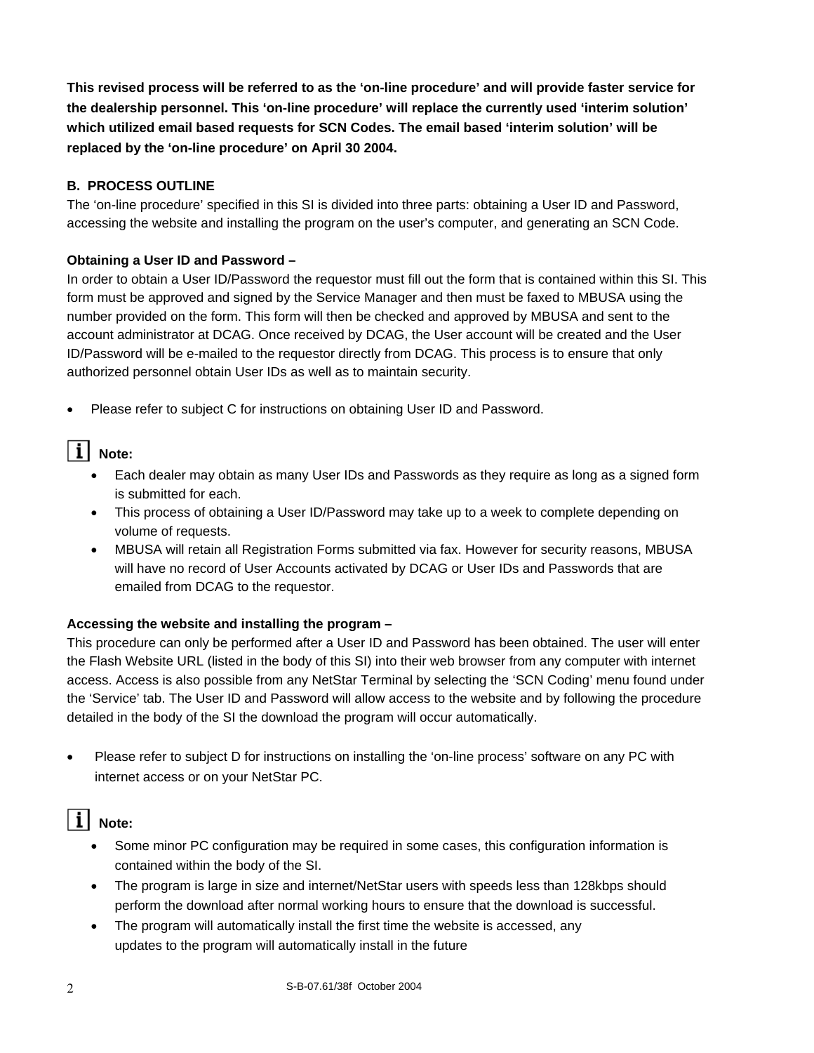**This revised process will be referred to as the 'on-line procedure' and will provide faster service for the dealership personnel. This 'on-line procedure' will replace the currently used 'interim solution' which utilized email based requests for SCN Codes. The email based 'interim solution' will be replaced by the 'on-line procedure' on April 30 2004.**

### B. PROCESS OUTLINE

The 'on-line procedure' specified in this SI is divided into three parts: obtaining a User ID and Password, accessing the website and installing the program on the user's computer, and generating an SCN Code.

#### Obtaining a User ID and Password –

In order to obtain a User ID/Password the requestor must fill out the form that is contained within this SI. This form must be approved and signed by the Service Manager and then must be faxed to MBUSA using the number provided on the form. This form will then be checked and approved by MBUSA and sent to the account administrator at DCAG. Once received by DCAG, the User account will be created and the User ID/Password will be e-mailed to the requestor directly from DCAG. This process is to ensure that only authorized personnel obtain User IDs as well as to maintain security.

- Please refer to subject C for instructions on obtaining User ID and Password.

**Note:**

- Each dealer may obtain as many User IDs and Passwords as they require as long as a signed form is submitted for each.
- This process of obtaining a User ID/Password may take up to a week to complete depending on volume of requests.
- MBUSA will retain all Registration Forms submitted via fax. However for security reasons, MBUSA will have no record of User Accounts activated by DCAG or User IDs and Passwords that are emailed from DCAG to the requestor.

#### Accessing the website and installing the program –

This procedure can only be performed after a User ID and Password has been obtained. The user will enter the Flash Website URL (listed in the body of this SI) into their web browser from any computer with internet access. Access is also possible from any NetStar Terminal by selecting the 'SCN Coding' menu found under the 'Service' tab. The User ID and Password will allow access to the website and by following the procedure detailed in the body of the SI the download the program will occur automatically.

- Please refer to subject D for instructions on installing the 'on-line process' software on any PC with internet access or on your NetStar PC.

**Note:**

- Some minor PC configuration may be required in some cases, this configuration information is contained within the body of the SI.
- The program is large in size and internet/NetStar users with speeds less than 128kbps should perform the download after normal working hours to ensure that the download is successful.
- The program will automatically install the first time the website is accessed, any updates to the program will automatically install in the future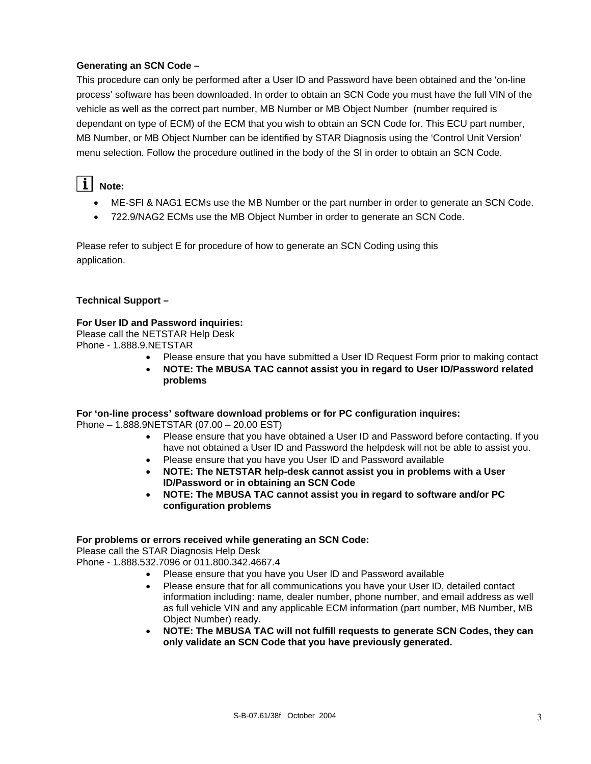**Generating an SCN Code –**

This procedure can only be performed after a User ID and Password have been obtained and the 'on-line process' software has been downloaded. In order to obtain an SCN Code you must have the full VIN of the vehicle as well as the correct part number, MB Number or MB Object Number (number required is dependant on type of ECM) of the ECM that you wish to obtain an SCN Code for. This ECU part number, MB Number, or MB Object Number can be identified by STAR Diagnosis using the 'Control Unit Version' menu selection. Follow the procedure outlined in the body of the SI in order to obtain an SCN Code.

**Note:**

- ME-SFI & NAG1 ECMs use the MB Number or the part number in order to generate an SCN Code.
- 722.9/NAG2 ECMs use the MB Object Number in order to generate an SCN Code.

Please refer to subject E for procedure of how to generate an SCN Coding using this application.

**Technical Support –**

**For User ID and Password inquiries:**
Please call the NETSTAR Help Desk
Phone - 1.888.9.NETSTAR

- Please ensure that you have submitted a User ID Request Form prior to making contact
- **NOTE: The MBUSA TAC cannot assist you in regard to User ID/Password related problems**

**For 'on-line process' software download problems or for PC configuration inquires:**
Phone – 1.888.9NETSTAR (07.00 – 20.00 EST)

- Please ensure that you have obtained a User ID and Password before contacting. If you have not obtained a User ID and Password the helpdesk will not be able to assist you.
- Please ensure that you have you User ID and Password available
- **NOTE: The NETSTAR help-desk cannot assist you in problems with a User ID/Password or in obtaining an SCN Code**
- **NOTE: The MBUSA TAC cannot assist you in regard to software and/or PC configuration problems**

**For problems or errors received while generating an SCN Code:**
Please call the STAR Diagnosis Help Desk
Phone - 1.888.532.7096 or 011.800.342.4667.4

- Please ensure that you have you User ID and Password available
- Please ensure that for all communications you have your User ID, detailed contact information including: name, dealer number, phone number, and email address as well as full vehicle VIN and any applicable ECM information (part number, MB Number, MB Object Number) ready.
- **NOTE: The MBUSA TAC will not fulfill requests to generate SCN Codes, they can only validate an SCN Code that you have previously generated.**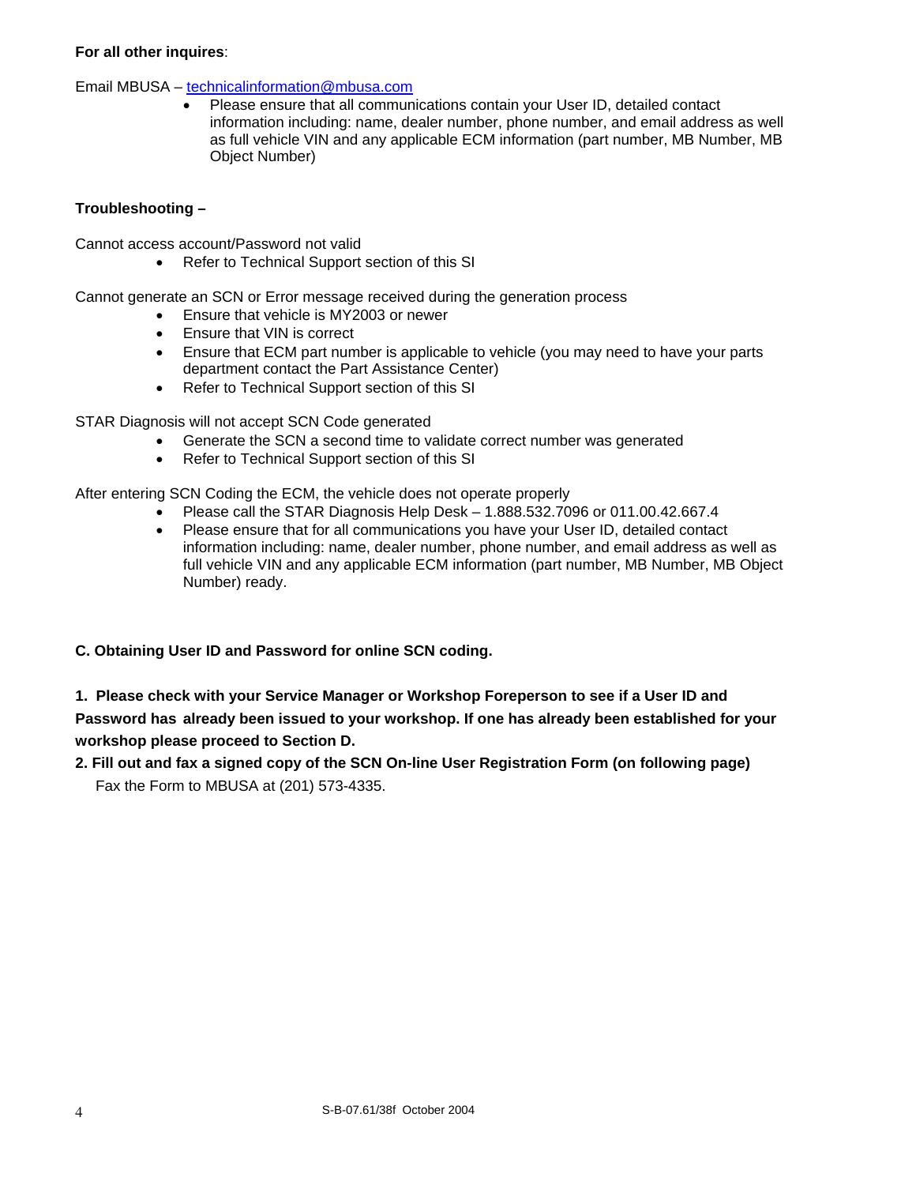**For all other inquires**:

Email MBUSA – technicalinformation@mbusa.com

- Please ensure that all communications contain your User ID, detailed contact information including: name, dealer number, phone number, and email address as well as full vehicle VIN and any applicable ECM information (part number, MB Number, MB Object Number)

**Troubleshooting –**

Cannot access account/Password not valid

- Refer to Technical Support section of this SI

Cannot generate an SCN or Error message received during the generation process

- Ensure that vehicle is MY2003 or newer
- Ensure that VIN is correct
- Ensure that ECM part number is applicable to vehicle (you may need to have your parts department contact the Part Assistance Center)
- Refer to Technical Support section of this SI

STAR Diagnosis will not accept SCN Code generated

- Generate the SCN a second time to validate correct number was generated
- Refer to Technical Support section of this SI

After entering SCN Coding the ECM, the vehicle does not operate properly

- Please call the STAR Diagnosis Help Desk – 1.888.532.7096 or 011.00.42.667.4
- Please ensure that for all communications you have your User ID, detailed contact information including: name, dealer number, phone number, and email address as well as full vehicle VIN and any applicable ECM information (part number, MB Number, MB Object Number) ready.

**C. Obtaining User ID and Password for online SCN coding.**

**1. Please check with your Service Manager or Workshop Foreperson to see if a User ID and Password has already been issued to your workshop. If one has already been established for your workshop please proceed to Section D.**

**2. Fill out and fax a signed copy of the SCN On-line User Registration Form (on following page)**
Fax the Form to MBUSA at (201) 573-4335.

S-B-07.61/38f October 2004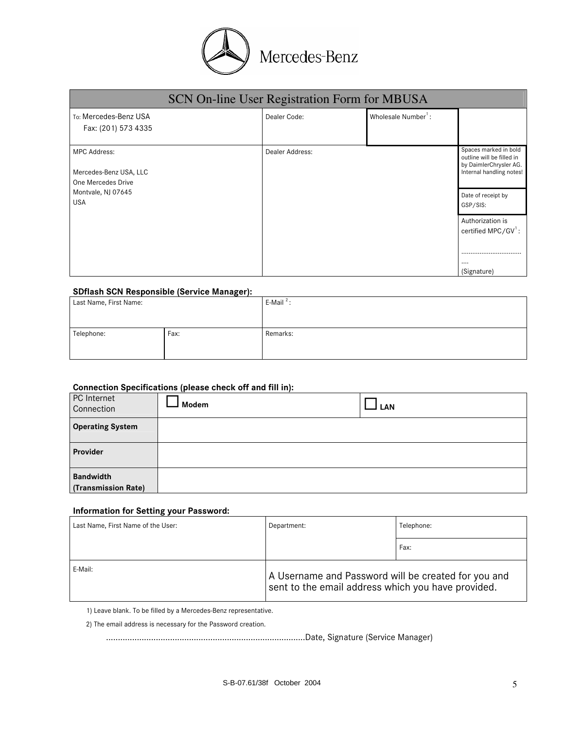Mercedes-Benz

# SCN On-line User Registration Form for MBUSA

| To: Mercedes-Benz USA<br>Fax: (201) 573 4335 | Dealer Code: | Wholesale Number[1]: | |
|---|---|---|---|
| MPC Address:<br><br>Mercedes-Benz USA, LLC<br>One Mercedes Drive<br>Montvale, NJ 07645<br>USA | Dealer Address: | | Spaces marked in bold outline will be filled in by DaimlerChrysler AG. Internal handling notes!<br><br>Date of receipt by GSP/SIS:<br><br>Authorization is certified MPC/GV[1]:<br><br>....................................<br>(Signature) |

**SDflash SCN Responsible (Service Manager):**

| Last Name, First Name: | | E-Mail [2]: |
|---|---|---|
| Telephone: | Fax: | Remarks: |

**Connection Specifications (please check off and fill in):**

| PC Internet Connection | ☐ **Modem** | ☐ **LAN** |
|---|---|---|
| **Operating System** | | |
| **Provider** | | |
| **Bandwidth (Transmission Rate)** | | |

**Information for Setting your Password:**

| Last Name, First Name of the User: | Department: | Telephone: |
|---|---|---|
| | | Fax: |
| E-Mail: | A Username and Password will be created for you and sent to the email address which you have provided. | |

1) Leave blank. To be filled by a Mercedes-Benz representative.

2) The email address is necessary for the Password creation.

...................................................................................Date, Signature (Service Manager)

S-B-07.61/38f October 2004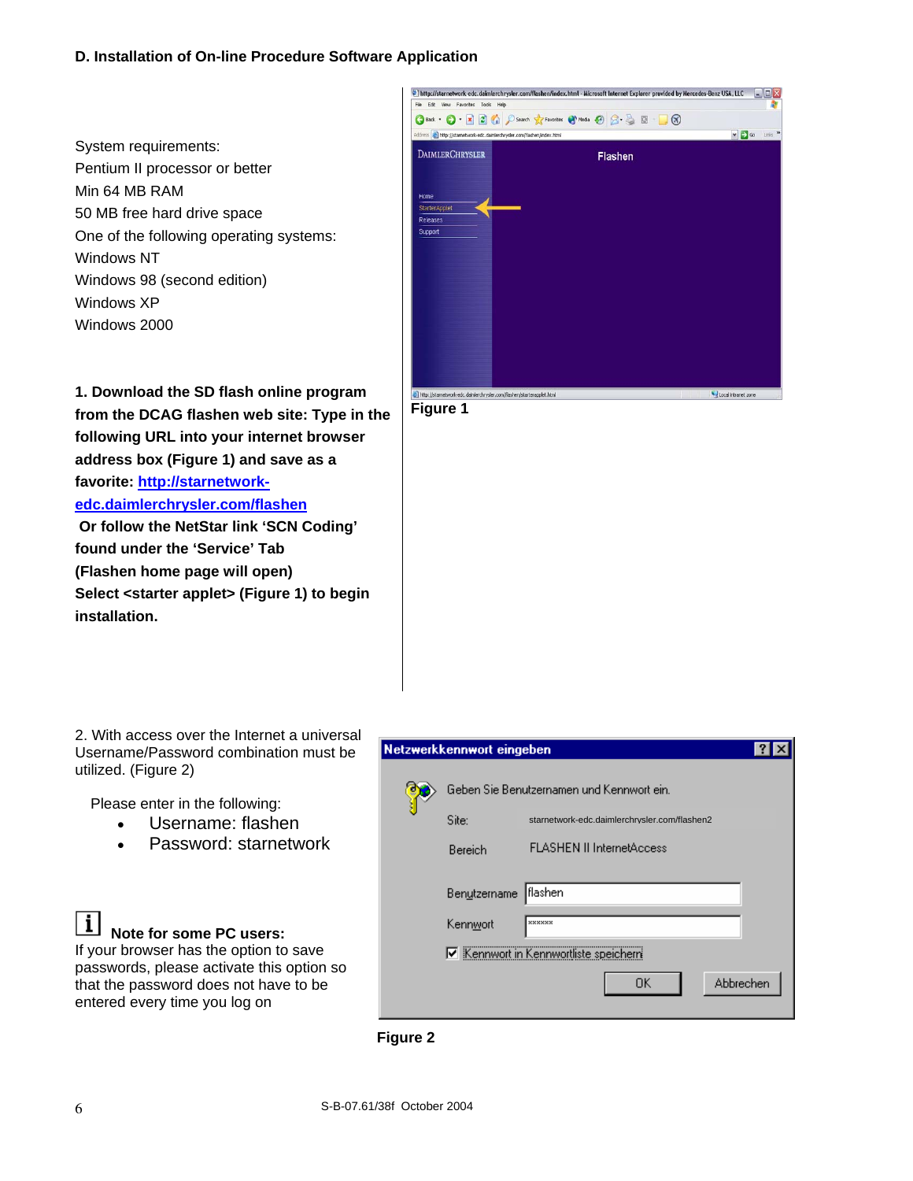**D. Installation of On-line Procedure Software Application**

System requirements:
Pentium II processor or better
Min 64 MB RAM
50 MB free hard drive space
One of the following operating systems:
Windows NT
Windows 98 (second edition)
Windows XP
Windows 2000

**1. Download the SD flash online program from the DCAG flashen web site: Type in the following URL into your internet browser address box (Figure 1) and save as a favorite: [http://starnetwork-edc.daimlerchrysler.com/flashen](http://starnetwork-edc.daimlerchrysler.com/flashen)**
**Or follow the NetStar link 'SCN Coding' found under the 'Service' Tab**
**(Flashen home page will open)**
**Select <starter applet> (Figure 1) to begin installation.**

**Figure 1**

2. With access over the Internet a universal Username/Password combination must be utilized. (Figure 2)

Please enter in the following:

- Username: flashen
- Password: starnetwork

**Note for some PC users:**
If your browser has the option to save passwords, please activate this option so that the password does not have to be entered every time you log on

**Figure 2**

S-B-07.61/38f October 2004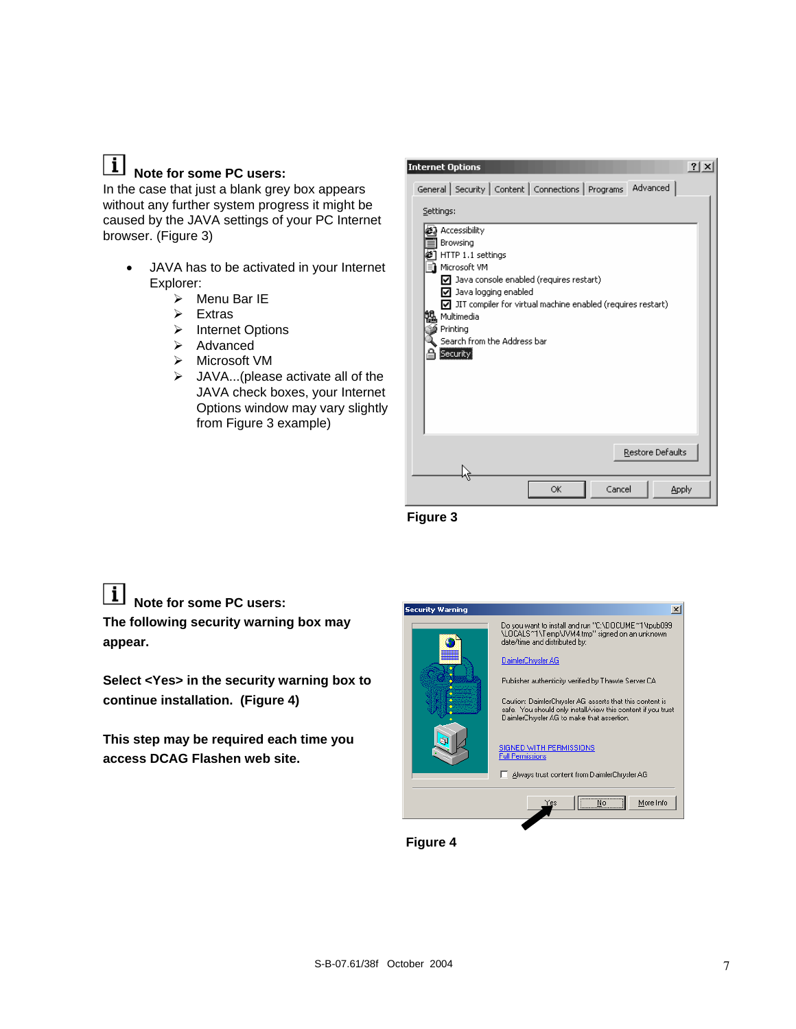**Note for some PC users:**

In the case that just a blank grey box appears without any further system progress it might be caused by the JAVA settings of your PC Internet browser. (Figure 3)

- JAVA has to be activated in your Internet Explorer:
  - Menu Bar IE
  - Extras
  - Internet Options
  - Advanced
  - Microsoft VM
  - JAVA...(please activate all of the JAVA check boxes, your Internet Options window may vary slightly from Figure 3 example)

**Figure 3**

**Note for some PC users:**

**The following security warning box may appear.**

**Select <Yes> in the security warning box to continue installation. (Figure 4)**

**This step may be required each time you access DCAG Flashen web site.**

**Figure 4**

S-B-07.61/38f October 2004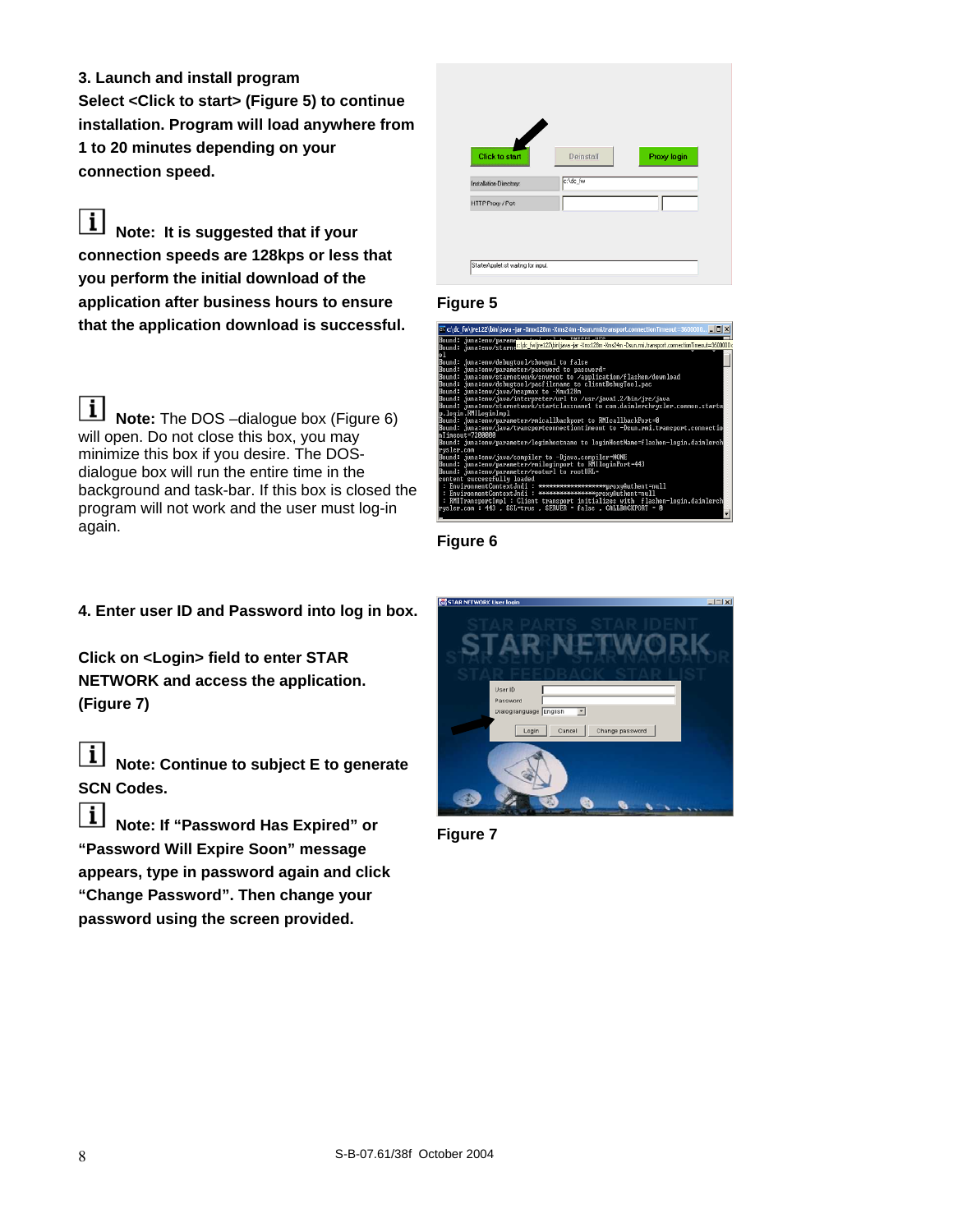**3. Launch and install program**

**Select <Click to start> (Figure 5) to continue installation. Program will load anywhere from 1 to 20 minutes depending on your connection speed.**

**Note: It is suggested that if your connection speeds are 128kps or less that you perform the initial download of the application after business hours to ensure that the application download is successful.**

**Note:** The DOS –dialogue box (Figure 6) will open. Do not close this box, you may minimize this box if you desire. The DOS-dialogue box will run the entire time in the background and task-bar. If this box is closed the program will not work and the user must log-in again.

**Figure 5**

**Figure 6**

**4. Enter user ID and Password into log in box.**

**Click on <Login> field to enter STAR NETWORK and access the application. (Figure 7)**

**Note: Continue to subject E to generate SCN Codes.**

**Note: If "Password Has Expired" or "Password Will Expire Soon" message appears, type in password again and click "Change Password". Then change your password using the screen provided.**

**Figure 7**

S-B-07.61/38f October 2004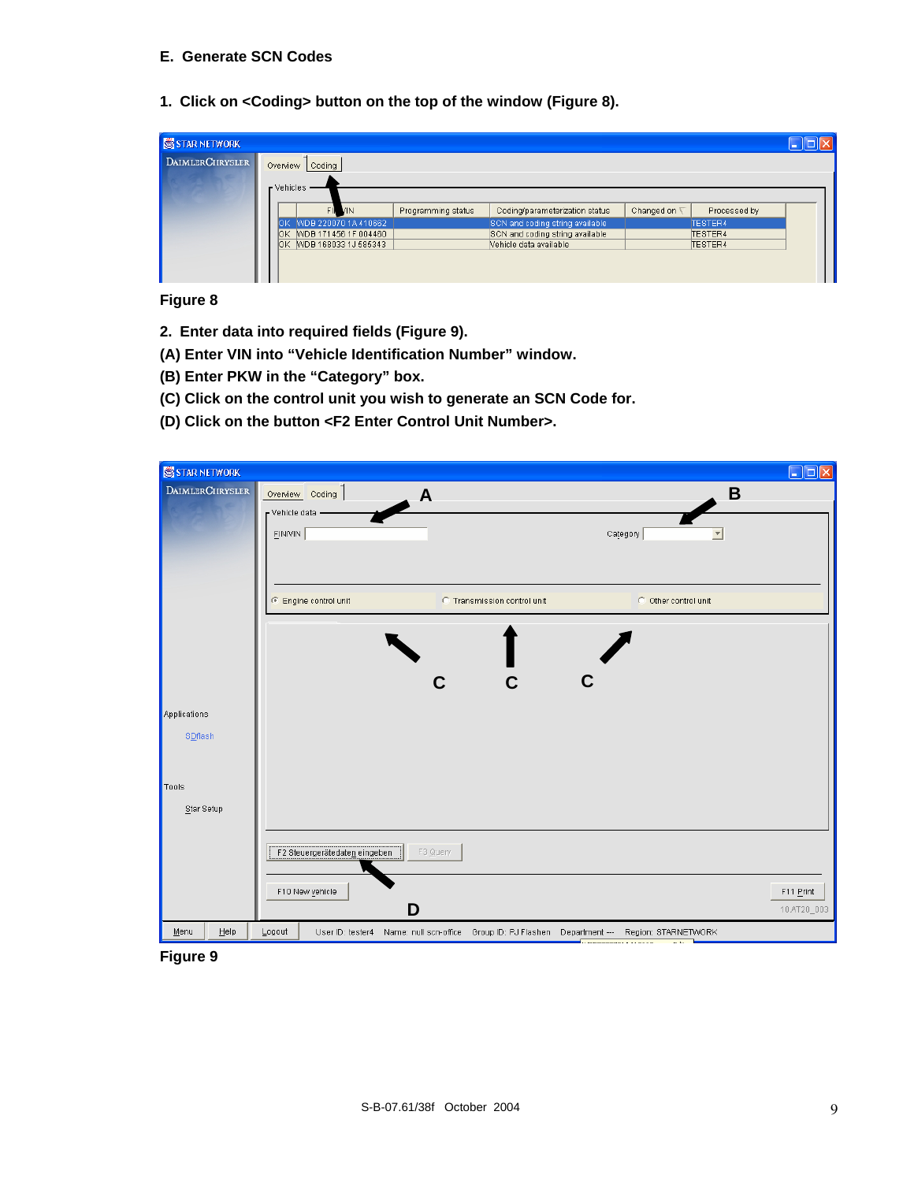## E. Generate SCN Codes

**1. Click on <Coding> button on the top of the window (Figure 8).**

**Figure 8**

**2. Enter data into required fields (Figure 9).**

**(A) Enter VIN into "Vehicle Identification Number" window.**

**(B) Enter PKW in the "Category" box.**

**(C) Click on the control unit you wish to generate an SCN Code for.**

**(D) Click on the button <F2 Enter Control Unit Number>.**

**Figure 9**

S-B-07.61/38f October 2004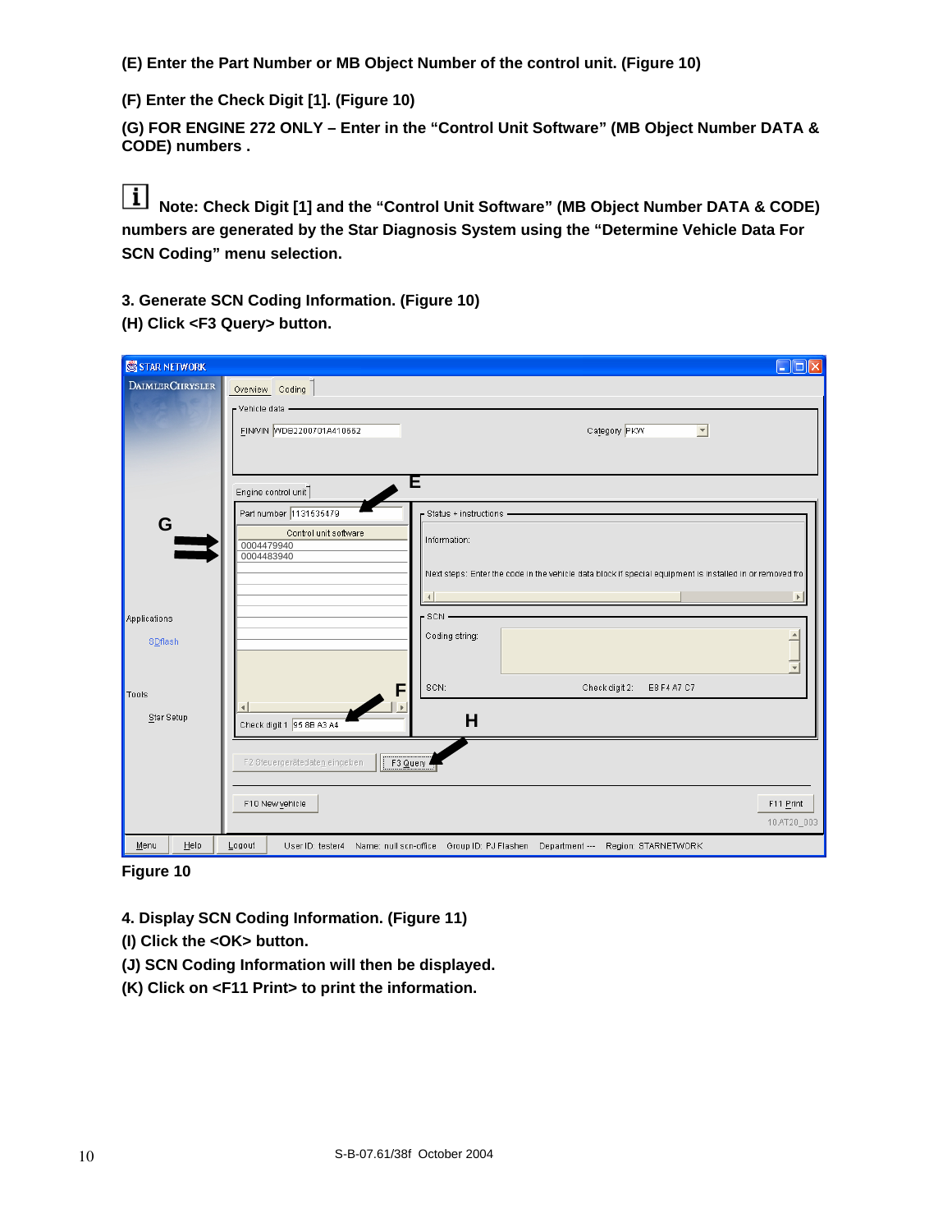**(E) Enter the Part Number or MB Object Number of the control unit. (Figure 10)**

**(F) Enter the Check Digit [1]. (Figure 10)**

**(G) FOR ENGINE 272 ONLY – Enter in the "Control Unit Software" (MB Object Number DATA & CODE) numbers .**

**Note: Check Digit [1] and the "Control Unit Software" (MB Object Number DATA & CODE) numbers are generated by the Star Diagnosis System using the "Determine Vehicle Data For SCN Coding" menu selection.**

**3. Generate SCN Coding Information. (Figure 10)**

**(H) Click <F3 Query> button.**

**Figure 10**

**4. Display SCN Coding Information. (Figure 11)**

**(I) Click the <OK> button.**

**(J) SCN Coding Information will then be displayed.**

**(K) Click on <F11 Print> to print the information.**

S-B-07.61/38f October 2004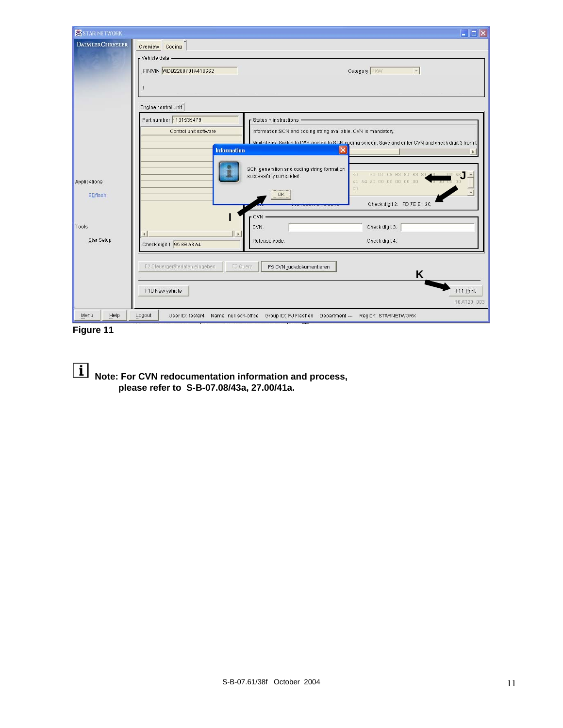Figure 11

Note: For CVN redocumentation information and process, please refer to S-B-07.08/43a, 27.00/41a.

S-B-07.61/38f October 2004